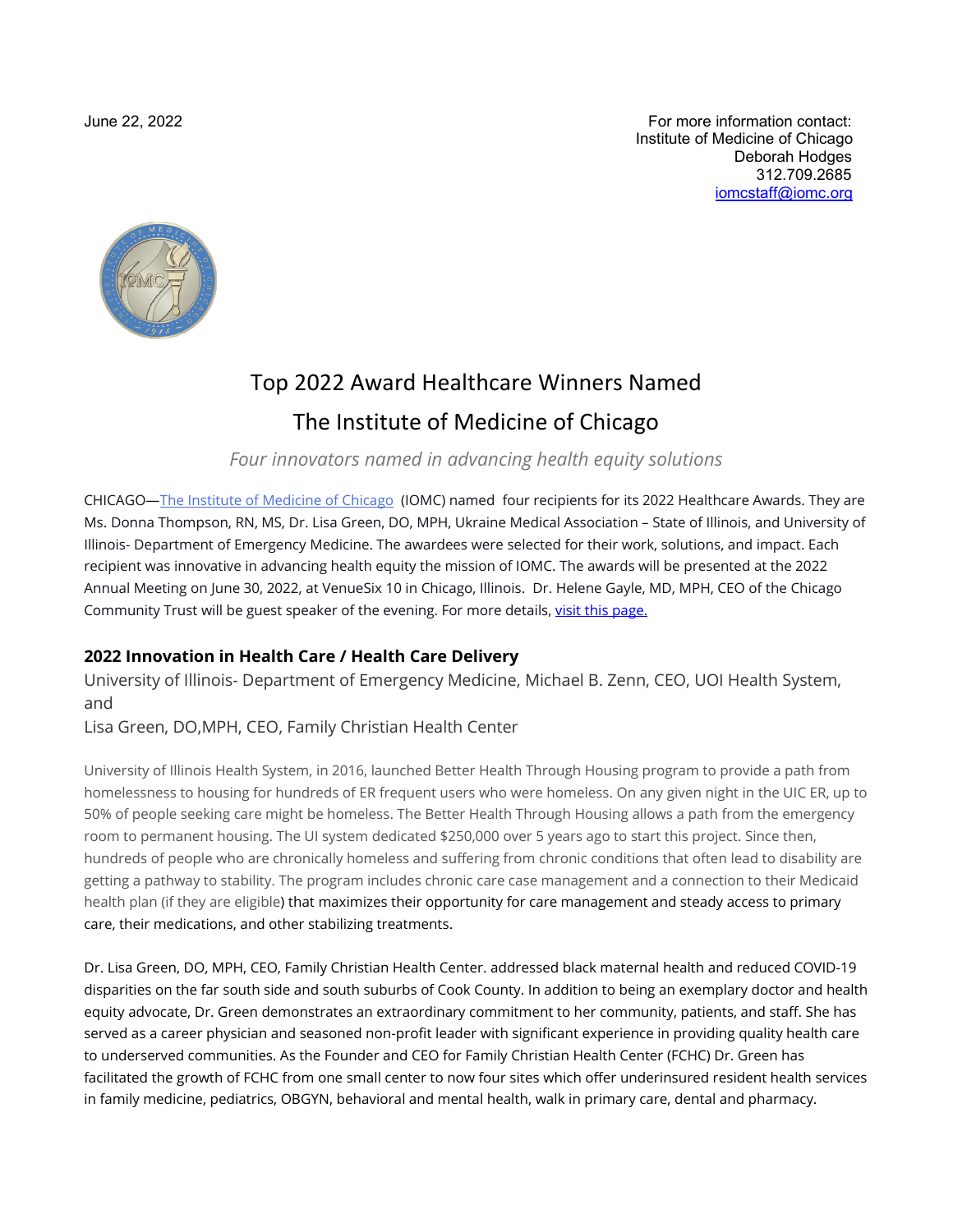June 22, 2022

For more information contact:
Institute of Medicine of Chicago
Deborah Hodges
312.709.2685
iomcstaff@iomc.org

# Top 2022 Award Healthcare Winners Named

# The Institute of Medicine of Chicago

*Four innovators named in advancing health equity solutions*

CHICAGO—The Institute of Medicine of Chicago (IOMC) named four recipients for its 2022 Healthcare Awards. They are Ms. Donna Thompson, RN, MS, Dr. Lisa Green, DO, MPH, Ukraine Medical Association – State of Illinois, and University of Illinois- Department of Emergency Medicine. The awardees were selected for their work, solutions, and impact. Each recipient was innovative in advancing health equity the mission of IOMC. The awards will be presented at the 2022 Annual Meeting on June 30, 2022, at VenueSix 10 in Chicago, Illinois. Dr. Helene Gayle, MD, MPH, CEO of the Chicago Community Trust will be guest speaker of the evening. For more details, visit this page.

## 2022 Innovation in Health Care / Health Care Delivery

University of Illinois- Department of Emergency Medicine, Michael B. Zenn, CEO, UOI Health System, and

Lisa Green, DO,MPH, CEO, Family Christian Health Center

University of Illinois Health System, in 2016, launched Better Health Through Housing program to provide a path from homelessness to housing for hundreds of ER frequent users who were homeless. On any given night in the UIC ER, up to 50% of people seeking care might be homeless. The Better Health Through Housing allows a path from the emergency room to permanent housing. The UI system dedicated $250,000 over 5 years ago to start this project. Since then, hundreds of people who are chronically homeless and suffering from chronic conditions that often lead to disability are getting a pathway to stability. The program includes chronic care case management and a connection to their Medicaid health plan (if they are eligible) that maximizes their opportunity for care management and steady access to primary care, their medications, and other stabilizing treatments.

Dr. Lisa Green, DO, MPH, CEO, Family Christian Health Center. addressed black maternal health and reduced COVID-19 disparities on the far south side and south suburbs of Cook County. In addition to being an exemplary doctor and health equity advocate, Dr. Green demonstrates an extraordinary commitment to her community, patients, and staff. She has served as a career physician and seasoned non-profit leader with significant experience in providing quality health care to underserved communities. As the Founder and CEO for Family Christian Health Center (FCHC) Dr. Green has facilitated the growth of FCHC from one small center to now four sites which offer underinsured resident health services in family medicine, pediatrics, OBGYN, behavioral and mental health, walk in primary care, dental and pharmacy.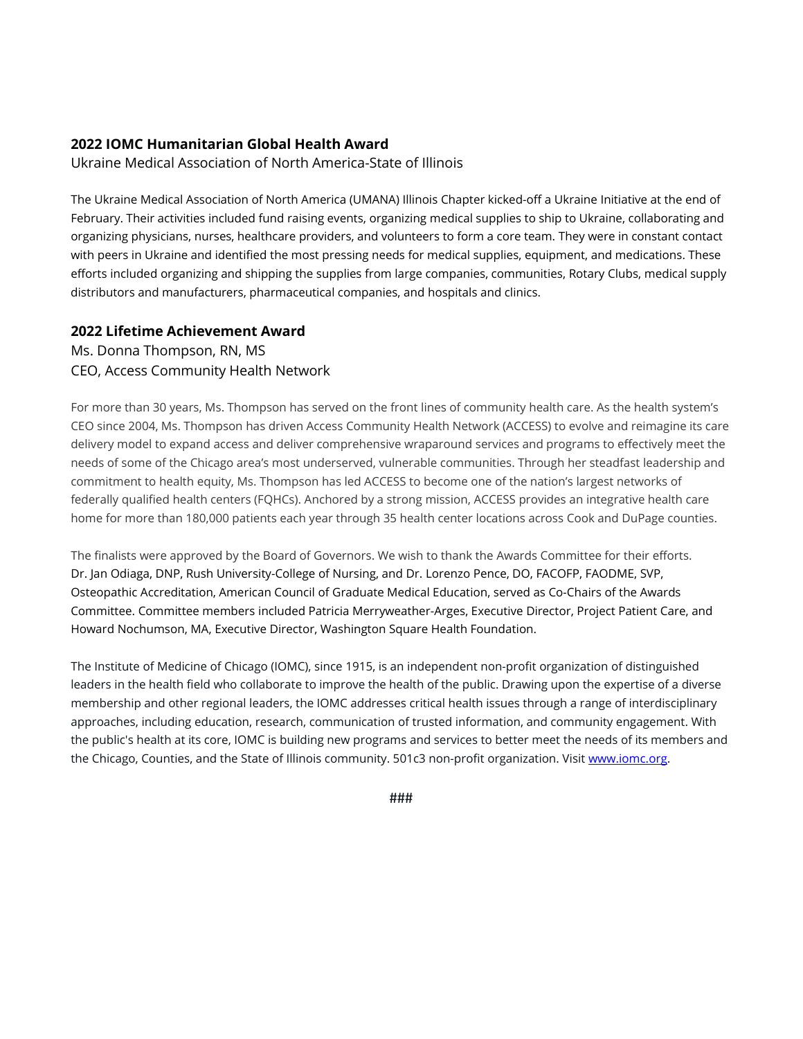**2022 IOMC Humanitarian Global Health Award**

Ukraine Medical Association of North America-State of Illinois

The Ukraine Medical Association of North America (UMANA) Illinois Chapter kicked-off a Ukraine Initiative at the end of February. Their activities included fund raising events, organizing medical supplies to ship to Ukraine, collaborating and organizing physicians, nurses, healthcare providers, and volunteers to form a core team. They were in constant contact with peers in Ukraine and identified the most pressing needs for medical supplies, equipment, and medications. These efforts included organizing and shipping the supplies from large companies, communities, Rotary Clubs, medical supply distributors and manufacturers, pharmaceutical companies, and hospitals and clinics.

**2022 Lifetime Achievement Award**

Ms. Donna Thompson, RN, MS
CEO, Access Community Health Network

For more than 30 years, Ms. Thompson has served on the front lines of community health care. As the health system's CEO since 2004, Ms. Thompson has driven Access Community Health Network (ACCESS) to evolve and reimagine its care delivery model to expand access and deliver comprehensive wraparound services and programs to effectively meet the needs of some of the Chicago area's most underserved, vulnerable communities. Through her steadfast leadership and commitment to health equity, Ms. Thompson has led ACCESS to become one of the nation's largest networks of federally qualified health centers (FQHCs). Anchored by a strong mission, ACCESS provides an integrative health care home for more than 180,000 patients each year through 35 health center locations across Cook and DuPage counties.

The finalists were approved by the Board of Governors. We wish to thank the Awards Committee for their efforts. Dr. Jan Odiaga, DNP, Rush University-College of Nursing, and Dr. Lorenzo Pence, DO, FACOFP, FAODME, SVP, Osteopathic Accreditation, American Council of Graduate Medical Education, served as Co-Chairs of the Awards Committee. Committee members included Patricia Merryweather-Arges, Executive Director, Project Patient Care, and Howard Nochumson, MA, Executive Director, Washington Square Health Foundation.

The Institute of Medicine of Chicago (IOMC), since 1915, is an independent non-profit organization of distinguished leaders in the health field who collaborate to improve the health of the public. Drawing upon the expertise of a diverse membership and other regional leaders, the IOMC addresses critical health issues through a range of interdisciplinary approaches, including education, research, communication of trusted information, and community engagement. With the public's health at its core, IOMC is building new programs and services to better meet the needs of its members and the Chicago, Counties, and the State of Illinois community. 501c3 non-profit organization. Visit [www.iomc.org](http://www.iomc.org).

###